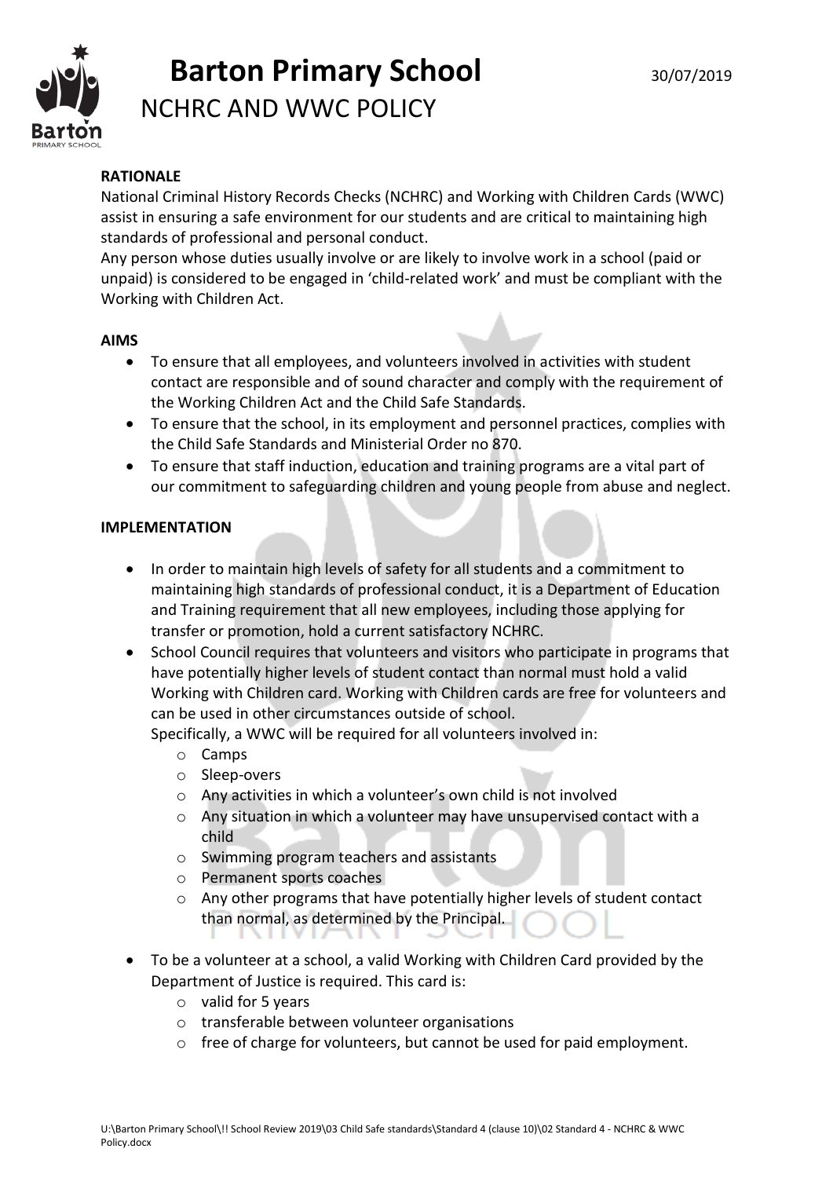# Barton Primary School

30/07/2019

## NCHRC AND WWC POLICY

**RATIONALE**

National Criminal History Records Checks (NCHRC) and Working with Children Cards (WWC) assist in ensuring a safe environment for our students and are critical to maintaining high standards of professional and personal conduct.

Any person whose duties usually involve or are likely to involve work in a school (paid or unpaid) is considered to be engaged in 'child-related work' and must be compliant with the Working with Children Act.

**AIMS**

- To ensure that all employees, and volunteers involved in activities with student contact are responsible and of sound character and comply with the requirement of the Working Children Act and the Child Safe Standards.
- To ensure that the school, in its employment and personnel practices, complies with the Child Safe Standards and Ministerial Order no 870.
- To ensure that staff induction, education and training programs are a vital part of our commitment to safeguarding children and young people from abuse and neglect.

**IMPLEMENTATION**

- In order to maintain high levels of safety for all students and a commitment to maintaining high standards of professional conduct, it is a Department of Education and Training requirement that all new employees, including those applying for transfer or promotion, hold a current satisfactory NCHRC.
- School Council requires that volunteers and visitors who participate in programs that have potentially higher levels of student contact than normal must hold a valid Working with Children card. Working with Children cards are free for volunteers and can be used in other circumstances outside of school.
  Specifically, a WWC will be required for all volunteers involved in:
  - Camps
  - Sleep-overs
  - Any activities in which a volunteer's own child is not involved
  - Any situation in which a volunteer may have unsupervised contact with a child
  - Swimming program teachers and assistants
  - Permanent sports coaches
  - Any other programs that have potentially higher levels of student contact than normal, as determined by the Principal.
- To be a volunteer at a school, a valid Working with Children Card provided by the Department of Justice is required. This card is:
  - valid for 5 years
  - transferable between volunteer organisations
  - free of charge for volunteers, but cannot be used for paid employment.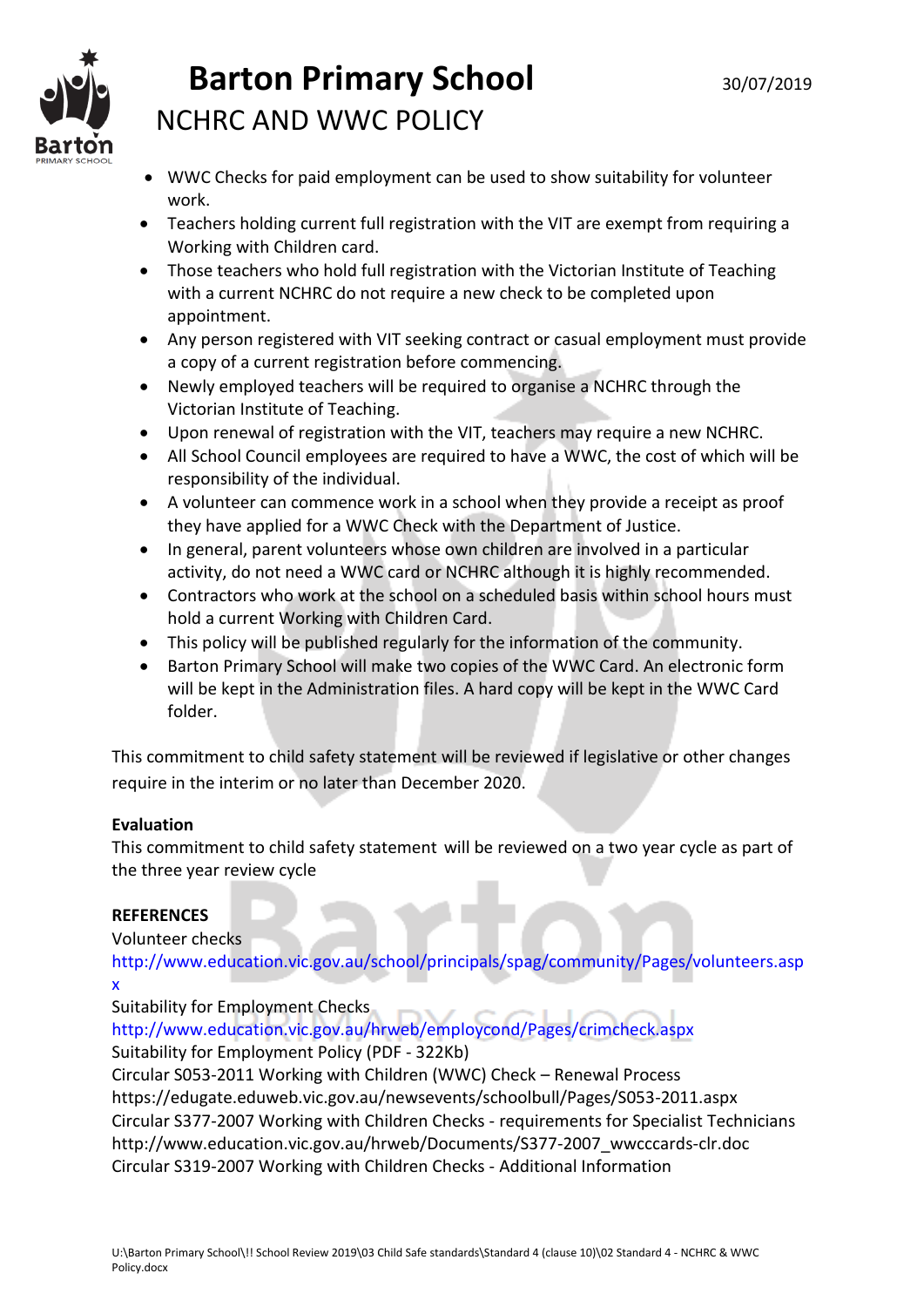- WWC Checks for paid employment can be used to show suitability for volunteer work.
- Teachers holding current full registration with the VIT are exempt from requiring a Working with Children card.
- Those teachers who hold full registration with the Victorian Institute of Teaching with a current NCHRC do not require a new check to be completed upon appointment.
- Any person registered with VIT seeking contract or casual employment must provide a copy of a current registration before commencing.
- Newly employed teachers will be required to organise a NCHRC through the Victorian Institute of Teaching.
- Upon renewal of registration with the VIT, teachers may require a new NCHRC.
- All School Council employees are required to have a WWC, the cost of which will be responsibility of the individual.
- A volunteer can commence work in a school when they provide a receipt as proof they have applied for a WWC Check with the Department of Justice.
- In general, parent volunteers whose own children are involved in a particular activity, do not need a WWC card or NCHRC although it is highly recommended.
- Contractors who work at the school on a scheduled basis within school hours must hold a current Working with Children Card.
- This policy will be published regularly for the information of the community.
- Barton Primary School will make two copies of the WWC Card. An electronic form will be kept in the Administration files. A hard copy will be kept in the WWC Card folder.

This commitment to child safety statement will be reviewed if legislative or other changes require in the interim or no later than December 2020.

**Evaluation**

This commitment to child safety statement will be reviewed on a two year cycle as part of the three year review cycle

**REFERENCES**

Volunteer checks
http://www.education.vic.gov.au/school/principals/spag/community/Pages/volunteers.aspx

Suitability for Employment Checks
http://www.education.vic.gov.au/hrweb/employcond/Pages/crimcheck.aspx

Suitability for Employment Policy (PDF - 322Kb)

Circular S053-2011 Working with Children (WWC) Check – Renewal Process
https://edugate.eduweb.vic.gov.au/newsevents/schoolbull/Pages/S053-2011.aspx

Circular S377-2007 Working with Children Checks - requirements for Specialist Technicians
http://www.education.vic.gov.au/hrweb/Documents/S377-2007_wwcccards-clr.doc

Circular S319-2007 Working with Children Checks - Additional Information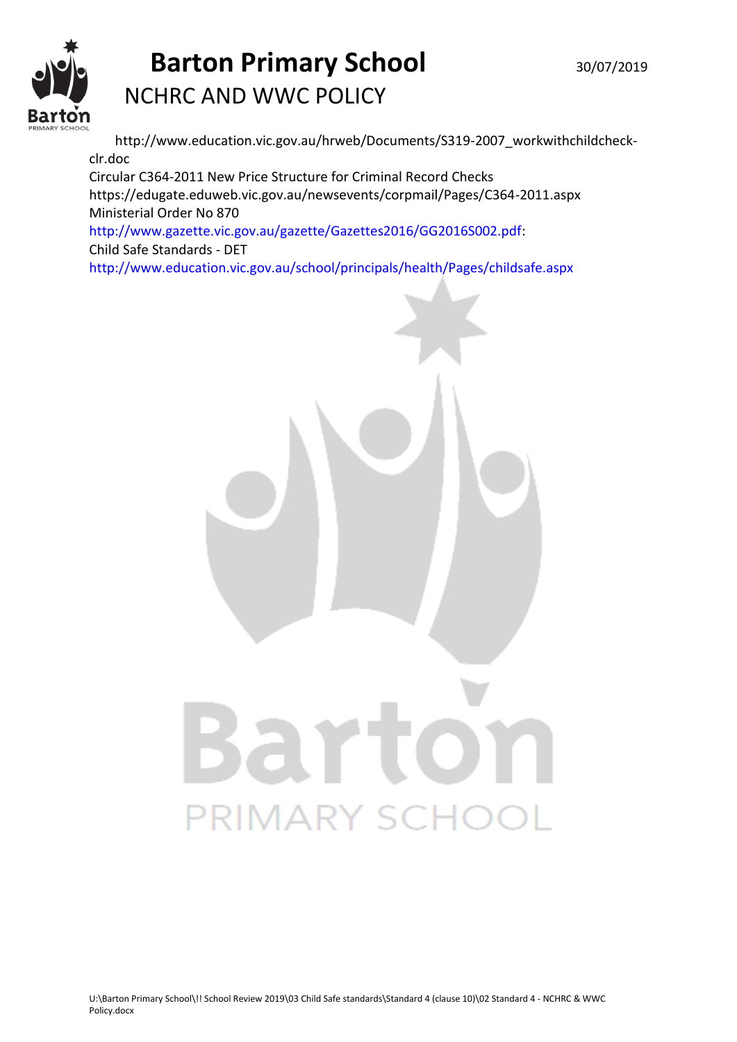http://www.education.vic.gov.au/hrweb/Documents/S319-2007_workwithchildcheck-clr.doc
Circular C364-2011 New Price Structure for Criminal Record Checks
https://edugate.eduweb.vic.gov.au/newsevents/corpmail/Pages/C364-2011.aspx
Ministerial Order No 870
http://www.gazette.vic.gov.au/gazette/Gazettes2016/GG2016S002.pdf:
Child Safe Standards - DET
http://www.education.vic.gov.au/school/principals/health/Pages/childsafe.aspx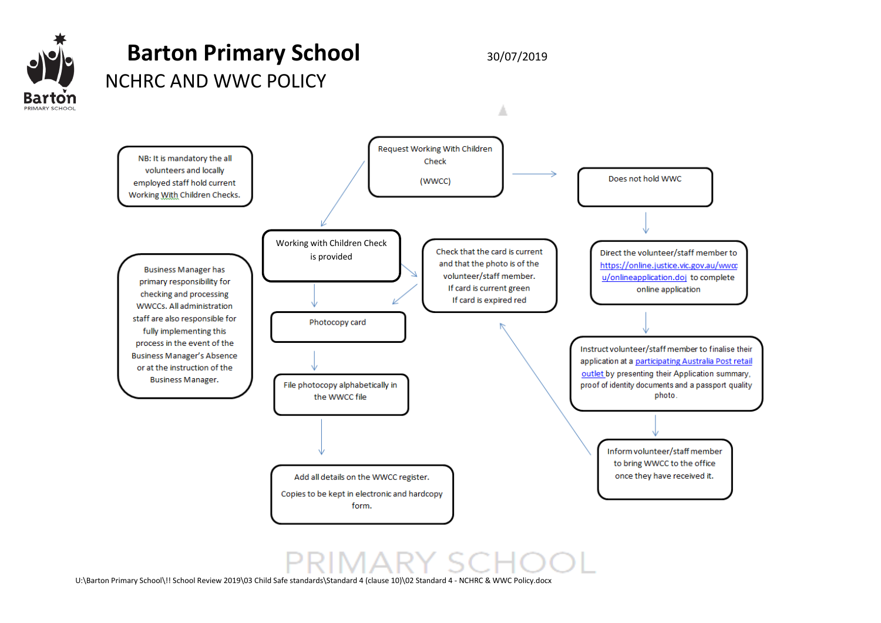# Barton Primary School

30/07/2019

## NCHRC AND WWC POLICY

NB: It is mandatory the all volunteers and locally employed staff hold current Working With Children Checks.

Request Working With Children Check

(WWCC)

Does not hold WWC

Direct the volunteer/staff member to https://online.justice.vic.gov.au/wwccu/onlineapplication.doj to complete online application

Instruct volunteer/staff member to finalise their application at a participating Australia Post retail outlet by presenting their Application summary, proof of identity documents and a passport quality photo.

Inform volunteer/staff member to bring WWCC to the office once they have received it.

Working with Children Check is provided

Check that the card is current and that the photo is of the volunteer/staff member.
If card is current green
If card is expired red

Photocopy card

File photocopy alphabetically in the WWCC file

Add all details on the WWCC register.

Copies to be kept in electronic and hardcopy form.

Business Manager has primary responsibility for checking and processing WWCCs. All administration staff are also responsible for fully implementing this process in the event of the Business Manager's Absence or at the instruction of the Business Manager.

U:\Barton Primary School\!! School Review 2019\03 Child Safe standards\Standard 4 (clause 10)\02 Standard 4 - NCHRC & WWC Policy.docx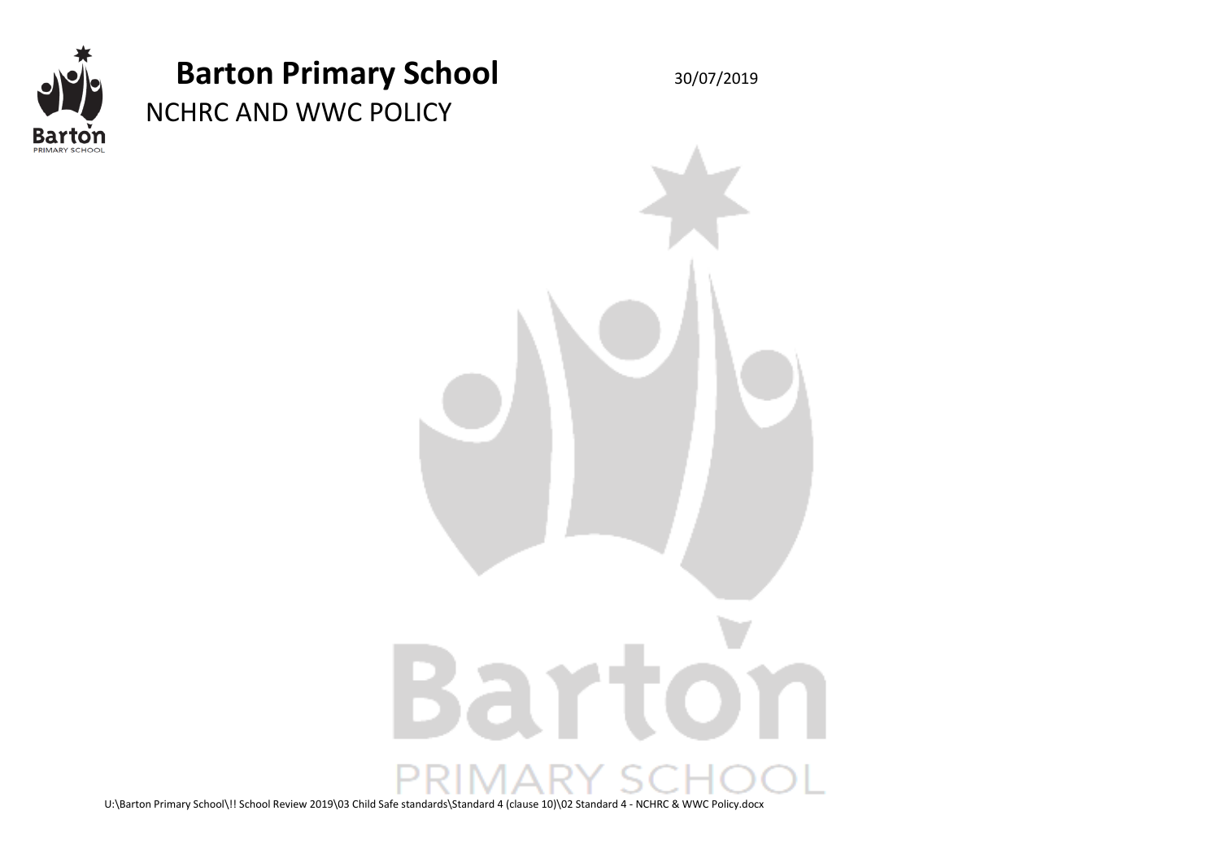# Barton Primary School

30/07/2019

NCHRC AND WWC POLICY

U:\Barton Primary School\!! School Review 2019\03 Child Safe standards\Standard 4 (clause 10)\02 Standard 4 - NCHRC & WWC Policy.docx